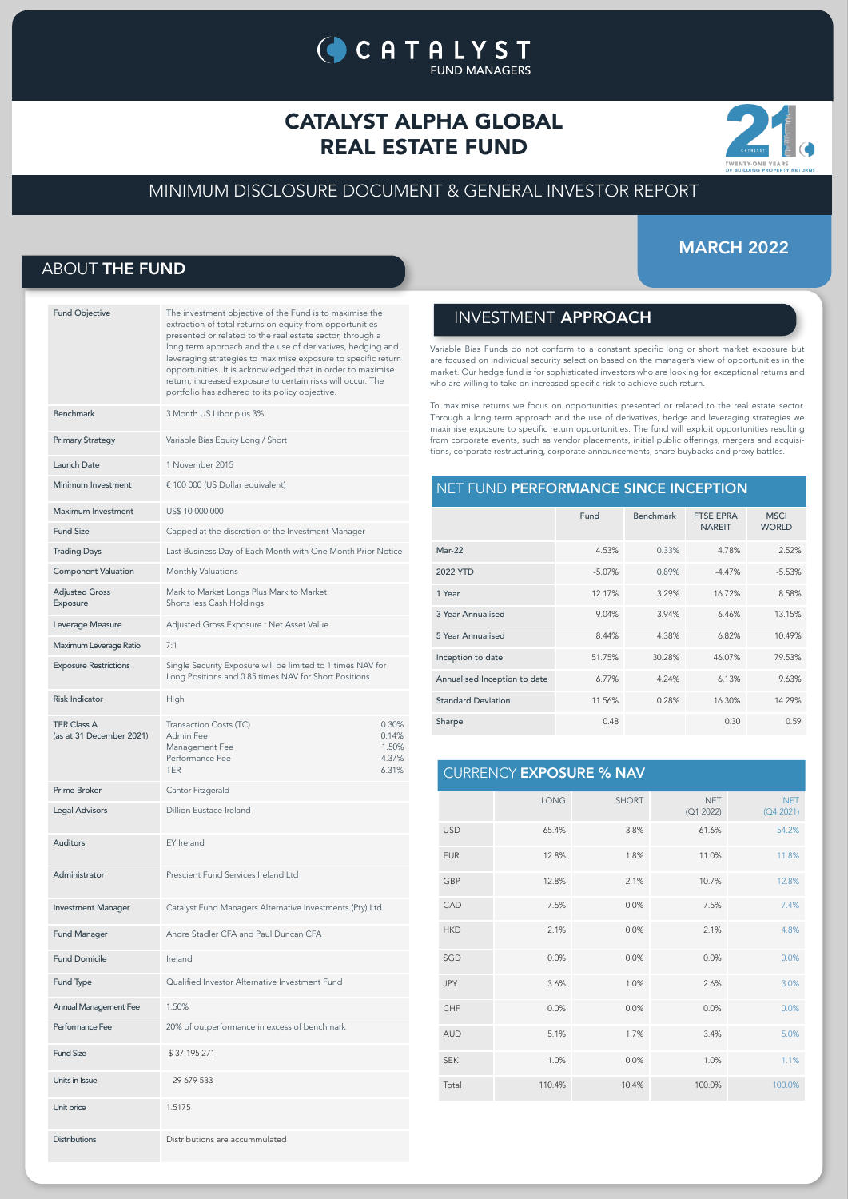# CATALYST FUND MANAGERS

# CATALYST ALPHA GLOBAL REAL ESTATE FUND

TWENTY-ONE YEARS OF BUILDING PROPERTY RETURNS

## MINIMUM DISCLOSURE DOCUMENT & GENERAL INVESTOR REPORT

**MARCH 2022**

## ABOUT **THE FUND**

| | |
|---|---|
| Fund Objective | The investment objective of the Fund is to maximise the extraction of total returns on equity from opportunities presented or related to the real estate sector, through a long term approach and the use of derivatives, hedging and leveraging strategies to maximise exposure to specific return opportunities. It is acknowledged that in order to maximise return, increased exposure to certain risks will occur. The portfolio has adhered to its policy objective. |
| Benchmark | 3 Month US Libor plus 3% |
| Primary Strategy | Variable Bias Equity Long / Short |
| Launch Date | 1 November 2015 |
| Minimum Investment | € 100 000 (US Dollar equivalent) |
| Maximum Investment | US$ 10 000 000 |
| Fund Size | Capped at the discretion of the Investment Manager |
| Trading Days | Last Business Day of Each Month with One Month Prior Notice |
| Component Valuation | Monthly Valuations |
| Adjusted Gross Exposure | Mark to Market Longs Plus Mark to Market Shorts less Cash Holdings |
| Leverage Measure | Adjusted Gross Exposure : Net Asset Value |
| Maximum Leverage Ratio | 7:1 |
| Exposure Restrictions | Single Security Exposure will be limited to 1 times NAV for Long Positions and 0.85 times NAV for Short Positions |
| Risk Indicator | High |
| TER Class A (as at 31 December 2021) | Transaction Costs (TC) 0.30%<br>Admin Fee 0.14%<br>Management Fee 1.50%<br>Performance Fee 4.37%<br>TER 6.31% |
| Prime Broker | Cantor Fitzgerald |
| Legal Advisors | Dillion Eustace Ireland |
| Auditors | EY Ireland |
| Administrator | Prescient Fund Services Ireland Ltd |
| Investment Manager | Catalyst Fund Managers Alternative Investments (Pty) Ltd |
| Fund Manager | Andre Stadler CFA and Paul Duncan CFA |
| Fund Domicile | Ireland |
| Fund Type | Qualified Investor Alternative Investment Fund |
| Annual Management Fee | 1.50% |
| Performance Fee | 20% of outperformance in excess of benchmark |
| Fund Size | $ 37 195 271 |
| Units in Issue | 29 679 533 |
| Unit price | 1.5175 |
| Distributions | Distributions are accummulated |

## INVESTMENT **APPROACH**

Variable Bias Funds do not conform to a constant specific long or short market exposure but are focused on individual security selection based on the manager's view of opportunities in the market. Our hedge fund is for sophisticated investors who are looking for exceptional returns and who are willing to take on increased specific risk to achieve such return.

To maximise returns we focus on opportunities presented or related to the real estate sector. Through a long term approach and the use of derivatives, hedge and leveraging strategies we maximise exposure to specific return opportunities. The fund will exploit opportunities resulting from corporate events, such as vendor placements, initial public offerings, mergers and acquisitions, corporate restructuring, corporate announcements, share buybacks and proxy battles.

## NET FUND **PERFORMANCE SINCE INCEPTION**

| | Fund | Benchmark | FTSE EPRA NAREIT | MSCI WORLD |
|---|---|---|---|---|
| Mar-22 | 4.53% | 0.33% | 4.78% | 2.52% |
| 2022 YTD | -5.07% | 0.89% | -4.47% | -5.53% |
| 1 Year | 12.17% | 3.29% | 16.72% | 8.58% |
| 3 Year Annualised | 9.04% | 3.94% | 6.46% | 13.15% |
| 5 Year Annualised | 8.44% | 4.38% | 6.82% | 10.49% |
| Inception to date | 51.75% | 30.28% | 46.07% | 79.53% |
| Annualised Inception to date | 6.77% | 4.24% | 6.13% | 9.63% |
| Standard Deviation | 11.56% | 0.28% | 16.30% | 14.29% |
| Sharpe | 0.48 | | 0.30 | 0.59 |

## CURRENCY **EXPOSURE % NAV**

| | LONG | SHORT | NET (Q1 2022) | NET (Q4 2021) |
|---|---|---|---|---|
| USD | 65.4% | 3.8% | 61.6% | 54.2% |
| EUR | 12.8% | 1.8% | 11.0% | 11.8% |
| GBP | 12.8% | 2.1% | 10.7% | 12.8% |
| CAD | 7.5% | 0.0% | 7.5% | 7.4% |
| HKD | 2.1% | 0.0% | 2.1% | 4.8% |
| SGD | 0.0% | 0.0% | 0.0% | 0.0% |
| JPY | 3.6% | 1.0% | 2.6% | 3.0% |
| CHF | 0.0% | 0.0% | 0.0% | 0.0% |
| AUD | 5.1% | 1.7% | 3.4% | 5.0% |
| SEK | 1.0% | 0.0% | 1.0% | 1.1% |
| Total | 110.4% | 10.4% | 100.0% | 100.0% |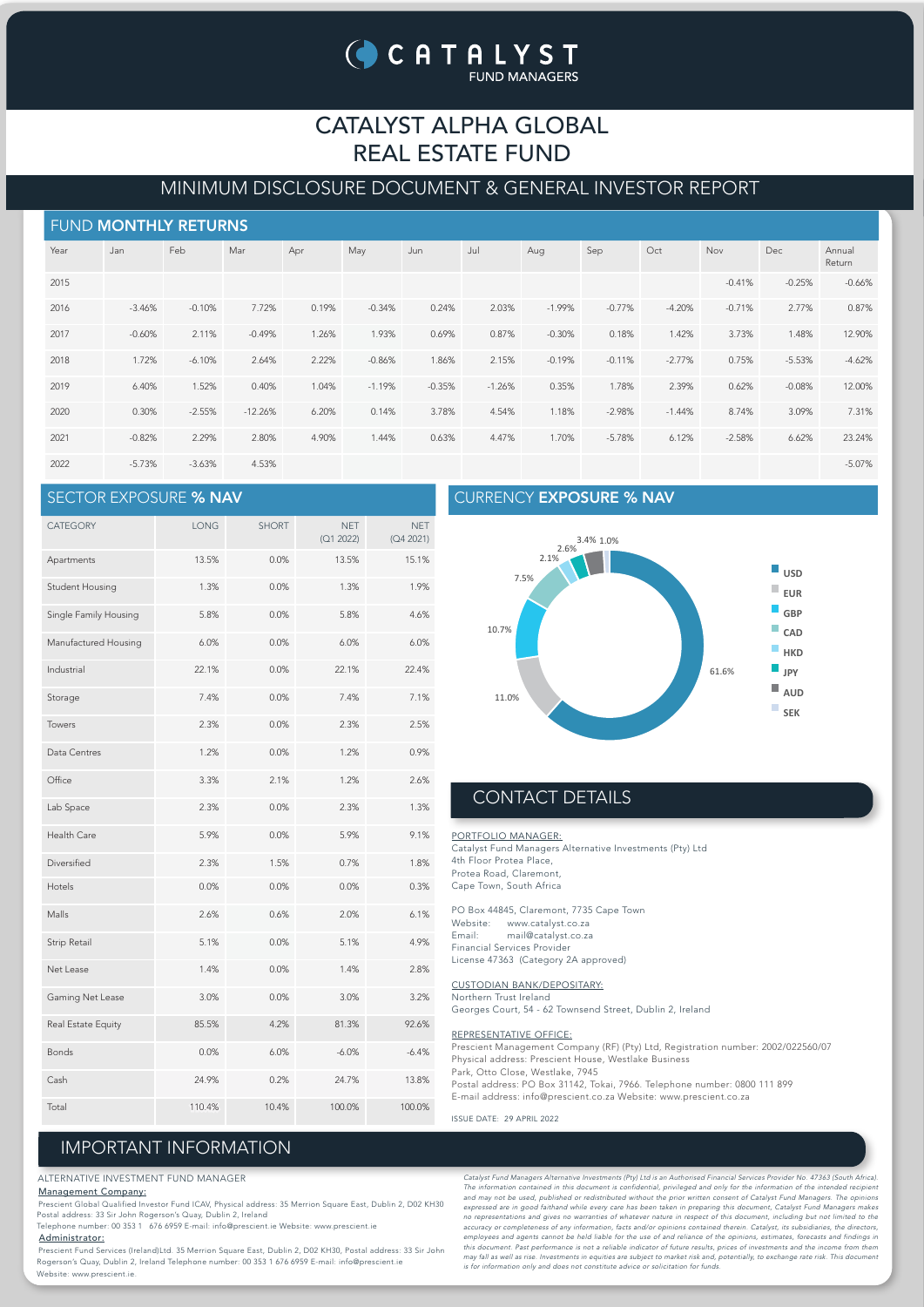# CATALYST ALPHA GLOBAL REAL ESTATE FUND

## MINIMUM DISCLOSURE DOCUMENT & GENERAL INVESTOR REPORT

## FUND **MONTHLY RETURNS**

| Year | Jan | Feb | Mar | Apr | May | Jun | Jul | Aug | Sep | Oct | Nov | Dec | Annual Return |
|---|---|---|---|---|---|---|---|---|---|---|---|---|---|
| 2015 | | | | | | | | | | | -0.41% | -0.25% | -0.66% |
| 2016 | -3.46% | -0.10% | 7.72% | 0.19% | -0.34% | 0.24% | 2.03% | -1.99% | -0.77% | -4.20% | -0.71% | 2.77% | 0.87% |
| 2017 | -0.60% | 2.11% | -0.49% | 1.26% | 1.93% | 0.69% | 0.87% | -0.30% | 0.18% | 1.42% | 3.73% | 1.48% | 12.90% |
| 2018 | 1.72% | -6.10% | 2.64% | 2.22% | -0.86% | 1.86% | 2.15% | -0.19% | -0.11% | -2.77% | 0.75% | -5.53% | -4.62% |
| 2019 | 6.40% | 1.52% | 0.40% | 1.04% | -1.19% | -0.35% | -1.26% | 0.35% | 1.78% | 2.39% | 0.62% | -0.08% | 12.00% |
| 2020 | 0.30% | -2.55% | -12.26% | 6.20% | 0.14% | 3.78% | 4.54% | 1.18% | -2.98% | -1.44% | 8.74% | 3.09% | 7.31% |
| 2021 | -0.82% | 2.29% | 2.80% | 4.90% | 1.44% | 0.63% | 4.47% | 1.70% | -5.78% | 6.12% | -2.58% | 6.62% | 23.24% |
| 2022 | -5.73% | -3.63% | 4.53% | | | | | | | | | | -5.07% |

## SECTOR EXPOSURE **% NAV**

| CATEGORY | LONG | SHORT | NET (Q1 2022) | NET (Q4 2021) |
|---|---|---|---|---|
| Apartments | 13.5% | 0.0% | 13.5% | 15.1% |
| Student Housing | 1.3% | 0.0% | 1.3% | 1.9% |
| Single Family Housing | 5.8% | 0.0% | 5.8% | 4.6% |
| Manufactured Housing | 6.0% | 0.0% | 6.0% | 6.0% |
| Industrial | 22.1% | 0.0% | 22.1% | 22.4% |
| Storage | 7.4% | 0.0% | 7.4% | 7.1% |
| Towers | 2.3% | 0.0% | 2.3% | 2.5% |
| Data Centres | 1.2% | 0.0% | 1.2% | 0.9% |
| Office | 3.3% | 2.1% | 1.2% | 2.6% |
| Lab Space | 2.3% | 0.0% | 2.3% | 1.3% |
| Health Care | 5.9% | 0.0% | 5.9% | 9.1% |
| Diversified | 2.3% | 1.5% | 0.7% | 1.8% |
| Hotels | 0.0% | 0.0% | 0.0% | 0.3% |
| Malls | 2.6% | 0.6% | 2.0% | 6.1% |
| Strip Retail | 5.1% | 0.0% | 5.1% | 4.9% |
| Net Lease | 1.4% | 0.0% | 1.4% | 2.8% |
| Gaming Net Lease | 3.0% | 0.0% | 3.0% | 3.2% |
| Real Estate Equity | 85.5% | 4.2% | 81.3% | 92.6% |
| Bonds | 0.0% | 6.0% | -6.0% | -6.4% |
| Cash | 24.9% | 0.2% | 24.7% | 13.8% |
| Total | 110.4% | 10.4% | 100.0% | 100.0% |

## CURRENCY **EXPOSURE % NAV**

| Currency | % NAV |
|---|---|
| USD | 61.6% |
| EUR | 11.0% |
| GBP | 10.7% |
| CAD | 7.5% |
| HKD | 2.1% |
| JPY | 2.6% |
| AUD | 3.4% |
| SEK | 1.0% |

## CONTACT DETAILS

PORTFOLIO MANAGER:
Catalyst Fund Managers Alternative Investments (Pty) Ltd
4th Floor Protea Place,
Protea Road, Claremont,
Cape Town, South Africa

PO Box 44845, Claremont, 7735 Cape Town
Website: www.catalyst.co.za
Email: mail@catalyst.co.za
Financial Services Provider
License 47363 (Category 2A approved)

CUSTODIAN BANK/DEPOSITARY:
Northern Trust Ireland
Georges Court, 54 - 62 Townsend Street, Dublin 2, Ireland

REPRESENTATIVE OFFICE:
Prescient Management Company (RF) (Pty) Ltd, Registration number: 2002/022560/07
Physical address: Prescient House, Westlake Business Park, Otto Close, Westlake, 7945
Postal address: PO Box 31142, Tokai, 7966. Telephone number: 0800 111 899
E-mail address: info@prescient.co.za Website: www.prescient.co.za

ISSUE DATE: 29 APRIL 2022

## IMPORTANT INFORMATION

ALTERNATIVE INVESTMENT FUND MANAGER

Management Company:
Prescient Global Qualified Investor Fund ICAV, Physical address: 35 Merrion Square East, Dublin 2, D02 KH30 Postal address: 33 Sir John Rogerson's Quay, Dublin 2, Ireland
Telephone number: 00 353 1 676 6959 E-mail: info@prescient.ie Website: www.prescient.ie

Administrator:
Prescient Fund Services (Ireland)Ltd. 35 Merrion Square East, Dublin 2, D02 KH30, Postal address: 33 Sir John Rogerson's Quay, Dublin 2, Ireland Telephone number: 00 353 1 676 6959 E-mail: info@prescient.ie Website: www.prescient.ie.

*Catalyst Fund Managers Alternative Investments (Pty) Ltd is an Authorised Financial Services Provider No. 47363 (South Africa). The information contained in this document is confidential, privileged and only for the information of the intended recipient and may not be used, published or redistributed without the prior written consent of Catalyst Fund Managers. The opinions expressed are in good faithand while every care has been taken in preparing this document, Catalyst Fund Managers makes no representations and gives no warranties of whatever nature in respect of this document, including but not limited to the accuracy or completeness of any information, facts and/or opinions contained therein. Catalyst, its subsidianes, the directors, employees and agents cannot be held liable for the use of and reliance of the opinions, estimates, forecasts and findings in this document. Past performance is not a reliable indicator of future results, prices of investments and the income from them may fall as well as rise. Investments in equities are subject to market risk and, potentially, to exchange rate risk. This document is for information only and does not constitute advice or solicitation for funds.*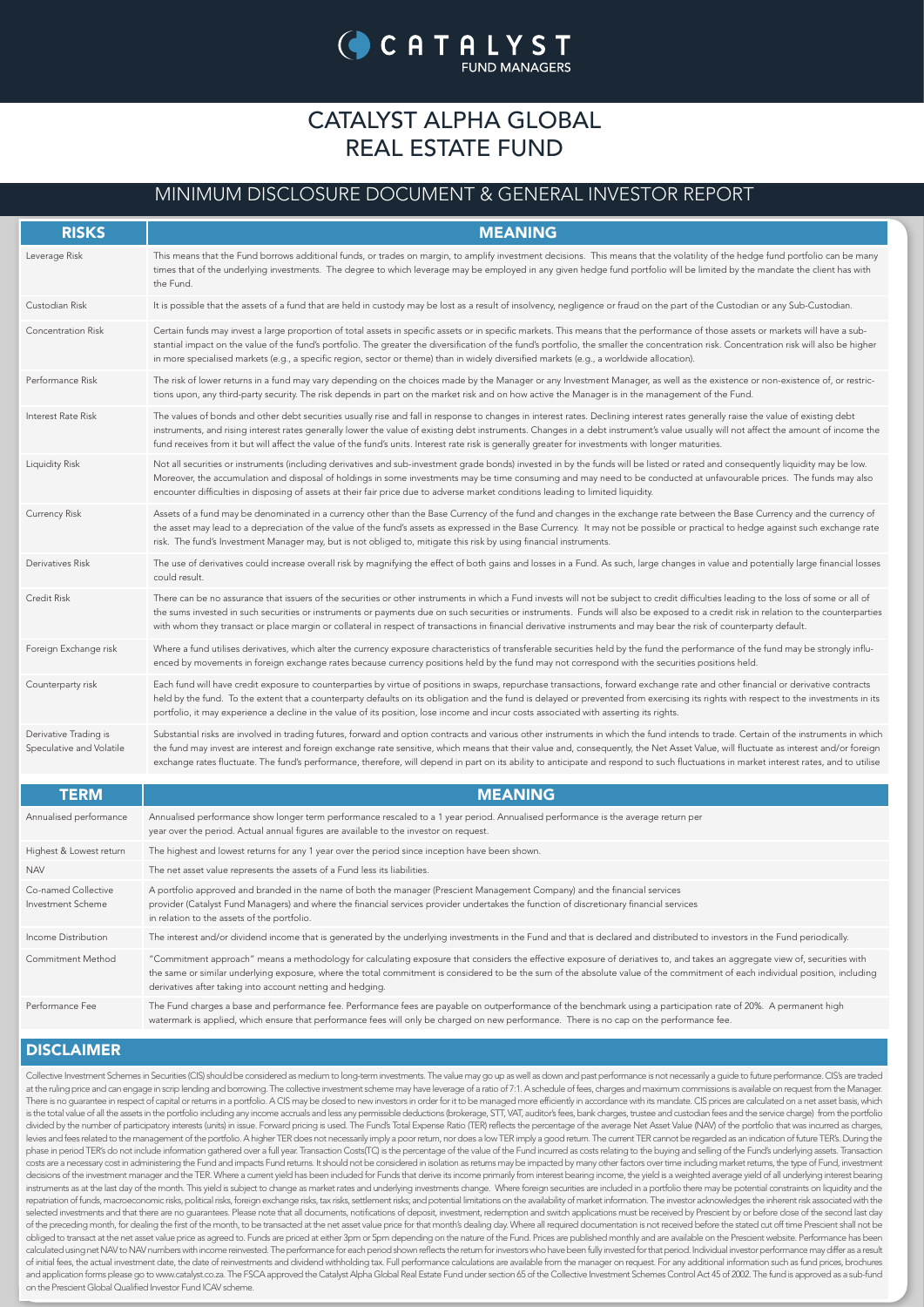# CATALYST FUND MANAGERS

# CATALYST ALPHA GLOBAL REAL ESTATE FUND

## MINIMUM DISCLOSURE DOCUMENT & GENERAL INVESTOR REPORT

| RISKS | MEANING |
|---|---|
| Leverage Risk | This means that the Fund borrows additional funds, or trades on margin, to amplify investment decisions. This means that the volatility of the hedge fund portfolio can be many times that of the underlying investments. The degree to which leverage may be employed in any given hedge fund portfolio will be limited by the mandate the client has with the Fund. |
| Custodian Risk | It is possible that the assets of a fund that are held in custody may be lost as a result of insolvency, negligence or fraud on the part of the Custodian or any Sub-Custodian. |
| Concentration Risk | Certain funds may invest a large proportion of total assets in specific assets or in specific markets. This means that the performance of those assets or markets will have a substantial impact on the value of the fund's portfolio. The greater the diversification of the fund's portfolio, the smaller the concentration risk. Concentration risk will also be higher in more specialised markets (e.g., a specific region, sector or theme) than in widely diversified markets (e.g., a worldwide allocation). |
| Performance Risk | The risk of lower returns in a fund may vary depending on the choices made by the Manager or any Investment Manager, as well as the existence or non-existence of, or restrictions upon, any third-party security. The risk depends in part on the market risk and on how active the Manager is in the management of the Fund. |
| Interest Rate Risk | The values of bonds and other debt securities usually rise and fall in response to changes in interest rates. Declining interest rates generally raise the value of existing debt instruments, and rising interest rates generally lower the value of existing debt instruments. Changes in a debt instrument's value usually will not affect the amount of income the fund receives from it but will affect the value of the fund's units. Interest rate risk is generally greater for investments with longer maturities. |
| Liquidity Risk | Not all securities or instruments (including derivatives and sub-investment grade bonds) invested in by the funds will be listed or rated and consequently liquidity may be low. Moreover, the accumulation and disposal of holdings in some investments may be time consuming and may need to be conducted at unfavourable prices. The funds may also encounter difficulties in disposing of assets at their fair price due to adverse market conditions leading to limited liquidity. |
| Currency Risk | Assets of a fund may be denominated in a currency other than the Base Currency of the fund and changes in the exchange rate between the Base Currency and the currency of the asset may lead to a depreciation of the value of the fund's assets as expressed in the Base Currency. It may not be possible or practical to hedge against such exchange rate risk. The fund's Investment Manager may, but is not obliged to, mitigate this risk by using financial instruments. |
| Derivatives Risk | The use of derivatives could increase overall risk by magnifying the effect of both gains and losses in a Fund. As such, large changes in value and potentially large financial losses could result. |
| Credit Risk | There can be no assurance that issuers of the securities or other instruments in which a Fund invests will not be subject to credit difficulties leading to the loss of some or all of the sums invested in such securities or instruments or payments due on such securities or instruments. Funds will also be exposed to a credit risk in relation to the counterparties with whom they transact or place margin or collateral in respect of transactions in financial derivative instruments and may bear the risk of counterparty default. |
| Foreign Exchange risk | Where a fund utilises derivatives, which alter the currency exposure characteristics of transferable securities held by the fund the performance of the fund may be strongly influenced by movements in foreign exchange rates because currency positions held by the fund may not correspond with the securities positions held. |
| Counterparty risk | Each fund will have credit exposure to counterparties by virtue of positions in swaps, repurchase transactions, forward exchange rate and other financial or derivative contracts held by the fund. To the extent that a counterparty defaults on its obligation and the fund is delayed or prevented from exercising its rights with respect to the investments in its portfolio, it may experience a decline in the value of its position, lose income and incur costs associated with asserting its rights. |
| Derivative Trading is Speculative and Volatile | Substantial risks are involved in trading futures, forward and option contracts and various other instruments in which the fund intends to trade. Certain of the instruments in which the fund may invest are interest and foreign exchange rate sensitive, which means that their value and, consequently, the Net Asset Value, will fluctuate as interest and/or foreign exchange rates fluctuate. The fund's performance, therefore, will depend in part on its ability to anticipate and respond to such fluctuations in market interest rates, and to utilise |

| TERM | MEANING |
|---|---|
| Annualised performance | Annualised performance show longer term performance rescaled to a 1 year period. Annualised performance is the average return per year over the period. Actual annual figures are available to the investor on request. |
| Highest & Lowest return | The highest and lowest returns for any 1 year over the period since inception have been shown. |
| NAV | The net asset value represents the assets of a Fund less its liabilities. |
| Co-named Collective Investment Scheme | A portfolio approved and branded in the name of both the manager (Prescient Management Company) and the financial services provider (Catalyst Fund Managers) and where the financial services provider undertakes the function of discretionary financial services in relation to the assets of the portfolio. |
| Income Distribution | The interest and/or dividend income that is generated by the underlying investments in the Fund and that is declared and distributed to investors in the Fund periodically. |
| Commitment Method | "Commitment approach" means a methodology for calculating exposure that considers the effective exposure of derivatives to, and takes an aggregate view of, securities with the same or similar underlying exposure, where the total commitment is considered to be the sum of the absolute value of the commitment of each individual position, including derivatives after taking into account netting and hedging. |
| Performance Fee | The Fund charges a base and performance fee. Performance fees are payable on outperformance of the benchmark using a participation rate of 20%. A permanent high watermark is applied, which ensure that performance fees will only be charged on new performance. There is no cap on the performance fee. |

## DISCLAIMER

Collective Investment Schemes in Securities (CIS) should be considered as medium to long-term investments. The value may go up as well as down and past performance is not necessarily a guide to future performance. CIS's are traded at the ruling price and can engage in scrip lending and borrowing. The collective investment scheme may have leverage of a ratio of 7:1. A schedule of fees, charges and maximum commissions is available on request from the Manager. There is no guarantee in respect of capital or returns in a portfolio. A CIS may be closed to new investors in order for it to be managed more efficiently in accordance with its mandate. CIS prices are calculated on a net asset basis, which is the total value of all the assets in the portfolio including any income accruals and less any permissible deductions (brokerage, STT, VAT, auditor's fees, bank charges, trustee and custodian fees and the service charge) from the portfolio divided by the number of participatory interests (units) in issue. Forward pricing is used. The Fund's Total Expense Ratio (TER) reflects the percentage of the average Net Asset Value (NAV) of the portfolio that was incurred as charges, levies and fees related to the management of the portfolio. A higher TER does not necessarily imply a poor return, nor does a low TER imply a good return. The current TER cannot be regarded as an indication of future TER's. During the phase in period TER's do not include information gathered over a full year. Transaction Costs(TC) is the percentage of the value of the Fund incurred as costs relating to the buying and selling of the Fund's underlying assets. Transaction costs are a necessary cost in administering the Fund and impacts Fund returns. It should not be considered in isolation as returns may be impacted by many other factors over time including market returns, the type of Fund, investment decisions of the investment manager and the TER. Where a current yield has been included for Funds that derive its income primarily from interest bearing income, the yield is a weighted average yield of all underlying interest bearing instruments as at the last day of the month. This yield is subject to change as market rates and underlying investments change. Where foreign securities are included in a portfolio there may be potential constraints on liquidity and the repatriation of funds, macroeconomic risks, political risks, foreign exchange risks, tax risks, settlement risks; and potential limitations on the availability of market information. The investor acknowledges the inherent risk associated with the selected investments and that there are no guarantees. Please note that all documents, notifications of deposit, investment, redemption and switch applications must be received by Prescient by or before close of the second last day of the preceding month, for dealing the first of the month, to be transacted at the net asset value price for that month's dealing day. Where all required documentation is not received before the stated cut off time Prescient shall not be obliged to transact at the net asset value price as agreed to. Funds are priced at either 3pm or 5pm depending on the nature of the Fund. Prices are published monthly and are available on the Prescient website. Performance has been calculated using net NAV to NAV numbers with income reinvested. The performance for each period shown reflects the return for investors who have been fully invested for that period. Individual investor performance may differ as a result of initial fees, the actual investment date, the date of reinvestments and dividend withholding tax. Full performance calculations are available from the manager on request. For any additional information such as fund prices, brochures and application forms please go to www.catalyst.co.za. The FSCA approved the Catalyst Alpha Global Real Estate Fund under section 65 of the Collective Investment Schemes Control Act 45 of 2002. The fund is approved as a sub-fund on the Prescient Global Qualified Investor Fund ICAV scheme.